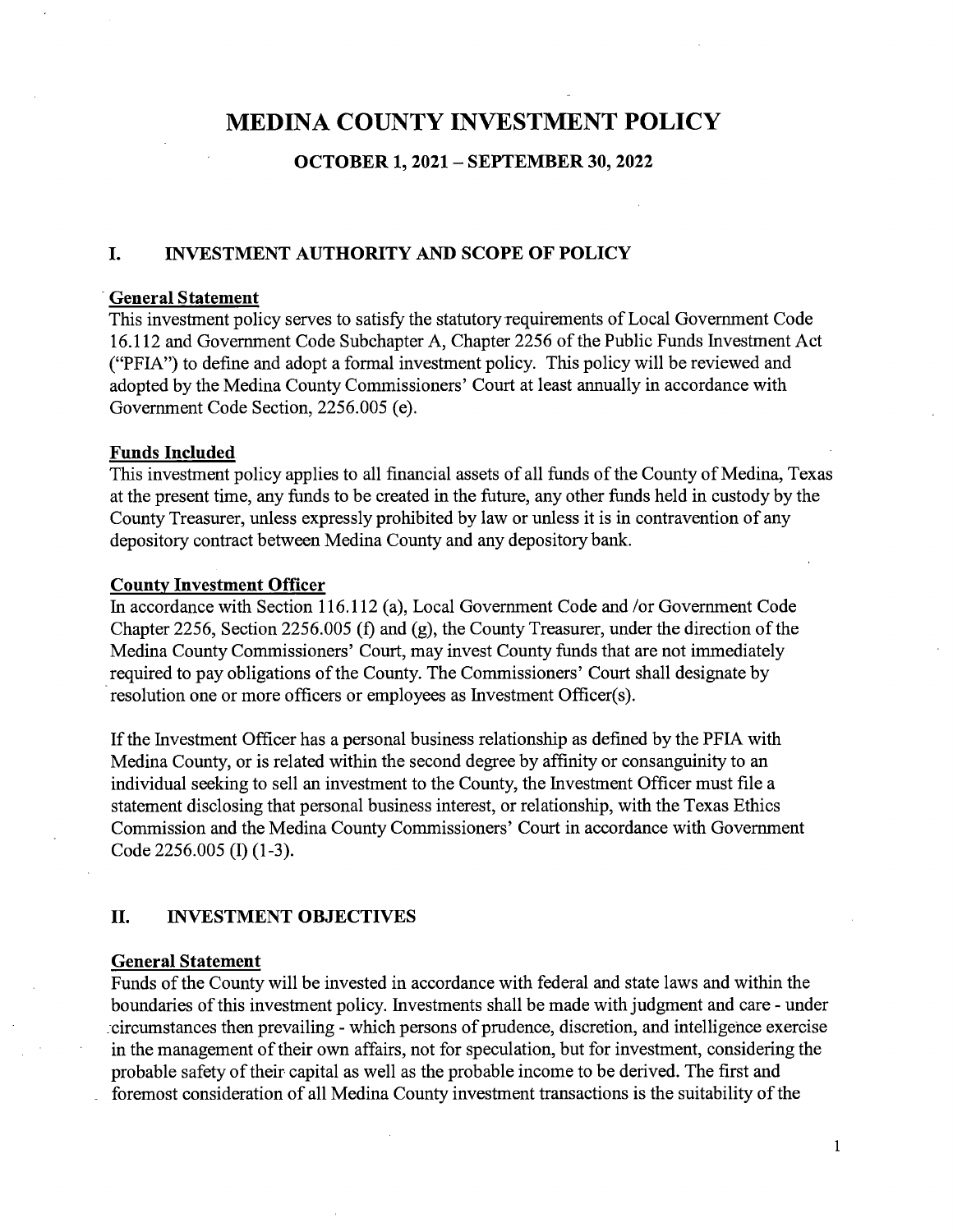# MEDINA COUNTY INVESTMENT POLICY

## OCTOBER 1, 2021 – SEPTEMBER 30, 2022

## I. INVESTMENT AUTHORITY AND SCOPE OF POLICY

**General Statement**

This investment policy serves to satisfy the statutory requirements of Local Government Code 16.112 and Government Code Subchapter A, Chapter 2256 of the Public Funds Investment Act ("PFIA") to define and adopt a formal investment policy. This policy will be reviewed and adopted by the Medina County Commissioners' Court at least annually in accordance with Government Code Section, 2256.005 (e).

**Funds Included**

This investment policy applies to all financial assets of all funds of the County of Medina, Texas at the present time, any funds to be created in the future, any other funds held in custody by the County Treasurer, unless expressly prohibited by law or unless it is in contravention of any depository contract between Medina County and any depository bank.

**County Investment Officer**

In accordance with Section 116.112 (a), Local Government Code and /or Government Code Chapter 2256, Section 2256.005 (f) and (g), the County Treasurer, under the direction of the Medina County Commissioners' Court, may invest County funds that are not immediately required to pay obligations of the County. The Commissioners' Court shall designate by resolution one or more officers or employees as Investment Officer(s).

If the Investment Officer has a personal business relationship as defined by the PFIA with Medina County, or is related within the second degree by affinity or consanguinity to an individual seeking to sell an investment to the County, the Investment Officer must file a statement disclosing that personal business interest, or relationship, with the Texas Ethics Commission and the Medina County Commissioners' Court in accordance with Government Code 2256.005 (I) (1-3).

## II. INVESTMENT OBJECTIVES

**General Statement**

Funds of the County will be invested in accordance with federal and state laws and within the boundaries of this investment policy. Investments shall be made with judgment and care - under circumstances then prevailing - which persons of prudence, discretion, and intelligence exercise in the management of their own affairs, not for speculation, but for investment, considering the probable safety of their capital as well as the probable income to be derived. The first and foremost consideration of all Medina County investment transactions is the suitability of the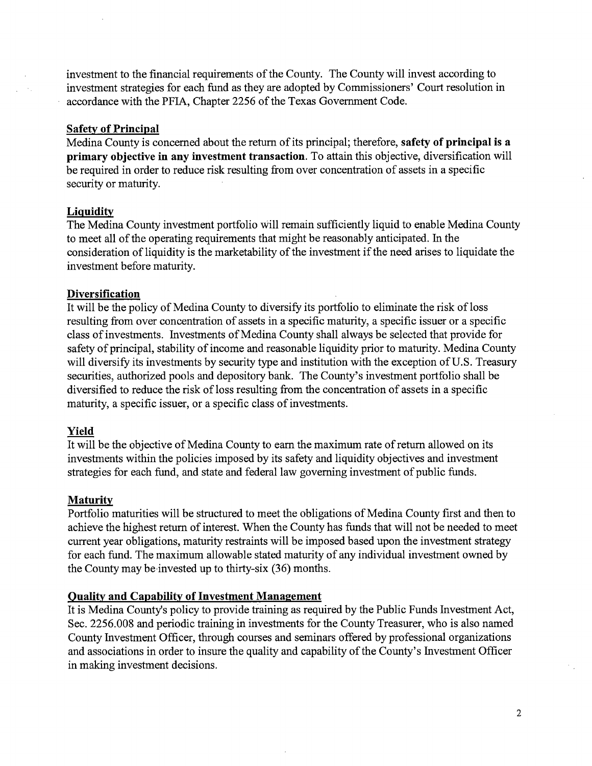investment to the financial requirements of the County. The County will invest according to investment strategies for each fund as they are adopted by Commissioners' Court resolution in accordance with the PFIA, Chapter 2256 of the Texas Government Code.

**Safety of Principal**

Medina County is concerned about the return of its principal; therefore, **safety of principal is a primary objective in any investment transaction**. To attain this objective, diversification will be required in order to reduce risk resulting from over concentration of assets in a specific security or maturity.

**Liquidity**

The Medina County investment portfolio will remain sufficiently liquid to enable Medina County to meet all of the operating requirements that might be reasonably anticipated. In the consideration of liquidity is the marketability of the investment if the need arises to liquidate the investment before maturity.

**Diversification**

It will be the policy of Medina County to diversify its portfolio to eliminate the risk of loss resulting from over concentration of assets in a specific maturity, a specific issuer or a specific class of investments. Investments of Medina County shall always be selected that provide for safety of principal, stability of income and reasonable liquidity prior to maturity. Medina County will diversify its investments by security type and institution with the exception of U.S. Treasury securities, authorized pools and depository bank. The County's investment portfolio shall be diversified to reduce the risk of loss resulting from the concentration of assets in a specific maturity, a specific issuer, or a specific class of investments.

**Yield**

It will be the objective of Medina County to earn the maximum rate of return allowed on its investments within the policies imposed by its safety and liquidity objectives and investment strategies for each fund, and state and federal law governing investment of public funds.

**Maturity**

Portfolio maturities will be structured to meet the obligations of Medina County first and then to achieve the highest return of interest. When the County has funds that will not be needed to meet current year obligations, maturity restraints will be imposed based upon the investment strategy for each fund. The maximum allowable stated maturity of any individual investment owned by the County may be invested up to thirty-six (36) months.

**Quality and Capability of Investment Management**

It is Medina County's policy to provide training as required by the Public Funds Investment Act, Sec. 2256.008 and periodic training in investments for the County Treasurer, who is also named County Investment Officer, through courses and seminars offered by professional organizations and associations in order to insure the quality and capability of the County's Investment Officer in making investment decisions.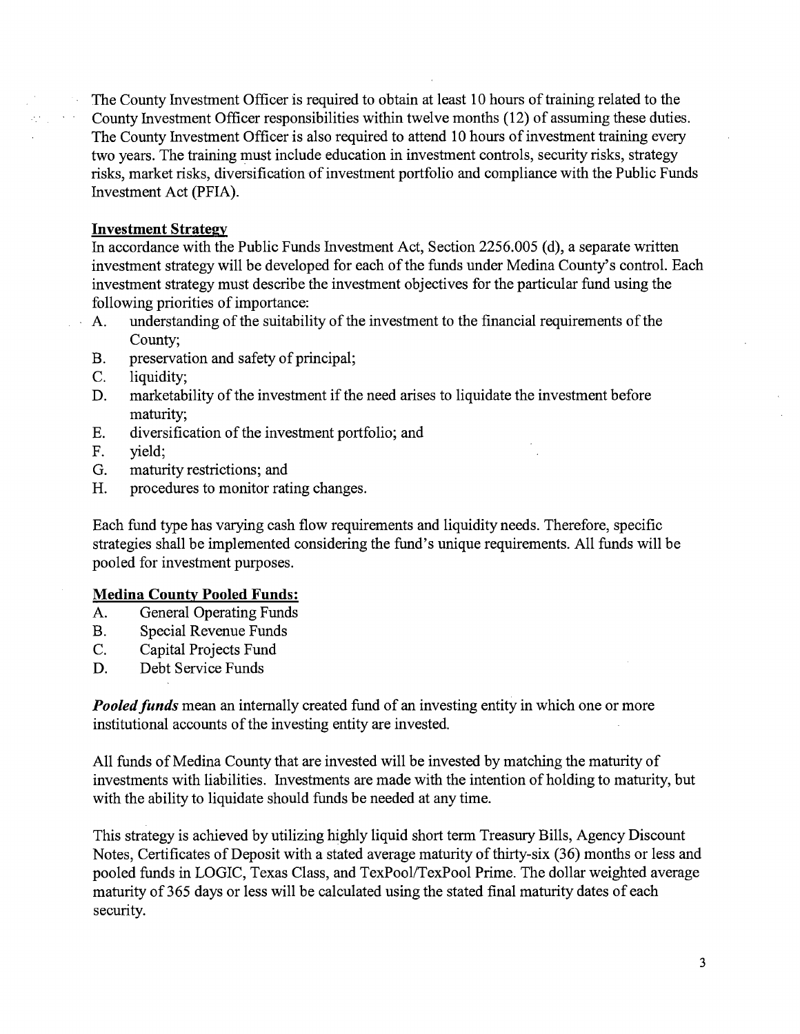The County Investment Officer is required to obtain at least 10 hours of training related to the County Investment Officer responsibilities within twelve months (12) of assuming these duties. The County Investment Officer is also required to attend 10 hours of investment training every two years. The training must include education in investment controls, security risks, strategy risks, market risks, diversification of investment portfolio and compliance with the Public Funds Investment Act (PFIA).

## Investment Strategy

In accordance with the Public Funds Investment Act, Section 2256.005 (d), a separate written investment strategy will be developed for each of the funds under Medina County's control. Each investment strategy must describe the investment objectives for the particular fund using the following priorities of importance:

A. understanding of the suitability of the investment to the financial requirements of the County;
B. preservation and safety of principal;
C. liquidity;
D. marketability of the investment if the need arises to liquidate the investment before maturity;
E. diversification of the investment portfolio; and
F. yield;
G. maturity restrictions; and
H. procedures to monitor rating changes.

Each fund type has varying cash flow requirements and liquidity needs. Therefore, specific strategies shall be implemented considering the fund's unique requirements. All funds will be pooled for investment purposes.

## Medina County Pooled Funds:

A. General Operating Funds
B. Special Revenue Funds
C. Capital Projects Fund
D. Debt Service Funds

***Pooled funds*** mean an internally created fund of an investing entity in which one or more institutional accounts of the investing entity are invested.

All funds of Medina County that are invested will be invested by matching the maturity of investments with liabilities. Investments are made with the intention of holding to maturity, but with the ability to liquidate should funds be needed at any time.

This strategy is achieved by utilizing highly liquid short term Treasury Bills, Agency Discount Notes, Certificates of Deposit with a stated average maturity of thirty-six (36) months or less and pooled funds in LOGIC, Texas Class, and TexPool/TexPool Prime. The dollar weighted average maturity of 365 days or less will be calculated using the stated final maturity dates of each security.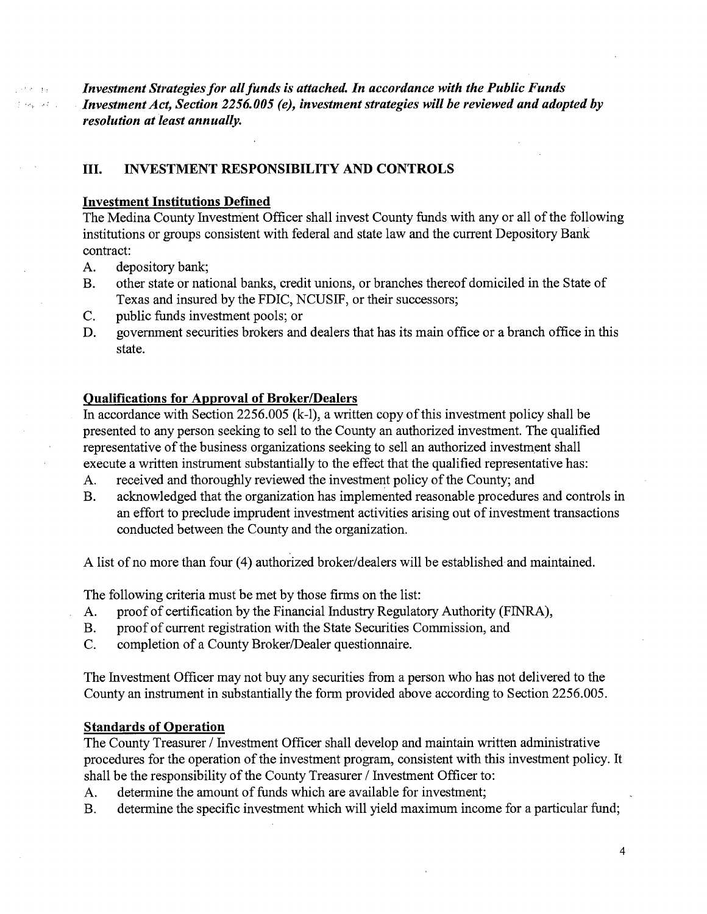***Investment Strategies for all funds is attached. In accordance with the Public Funds Investment Act, Section 2256.005 (e), investment strategies will be reviewed and adopted by resolution at least annually.***

## III. INVESTMENT RESPONSIBILITY AND CONTROLS

**Investment Institutions Defined**

The Medina County Investment Officer shall invest County funds with any or all of the following institutions or groups consistent with federal and state law and the current Depository Bank contract:

A. depository bank;
B. other state or national banks, credit unions, or branches thereof domiciled in the State of Texas and insured by the FDIC, NCUSIF, or their successors;
C. public funds investment pools; or
D. government securities brokers and dealers that has its main office or a branch office in this state.

**Qualifications for Approval of Broker/Dealers**

In accordance with Section 2256.005 (k-l), a written copy of this investment policy shall be presented to any person seeking to sell to the County an authorized investment. The qualified representative of the business organizations seeking to sell an authorized investment shall execute a written instrument substantially to the effect that the qualified representative has:

A. received and thoroughly reviewed the investment policy of the County; and
B. acknowledged that the organization has implemented reasonable procedures and controls in an effort to preclude imprudent investment activities arising out of investment transactions conducted between the County and the organization.

A list of no more than four (4) authorized broker/dealers will be established and maintained.

The following criteria must be met by those firms on the list:

A. proof of certification by the Financial Industry Regulatory Authority (FINRA),
B. proof of current registration with the State Securities Commission, and
C. completion of a County Broker/Dealer questionnaire.

The Investment Officer may not buy any securities from a person who has not delivered to the County an instrument in substantially the form provided above according to Section 2256.005.

**Standards of Operation**

The County Treasurer / Investment Officer shall develop and maintain written administrative procedures for the operation of the investment program, consistent with this investment policy. It shall be the responsibility of the County Treasurer / Investment Officer to:

A. determine the amount of funds which are available for investment;
B. determine the specific investment which will yield maximum income for a particular fund;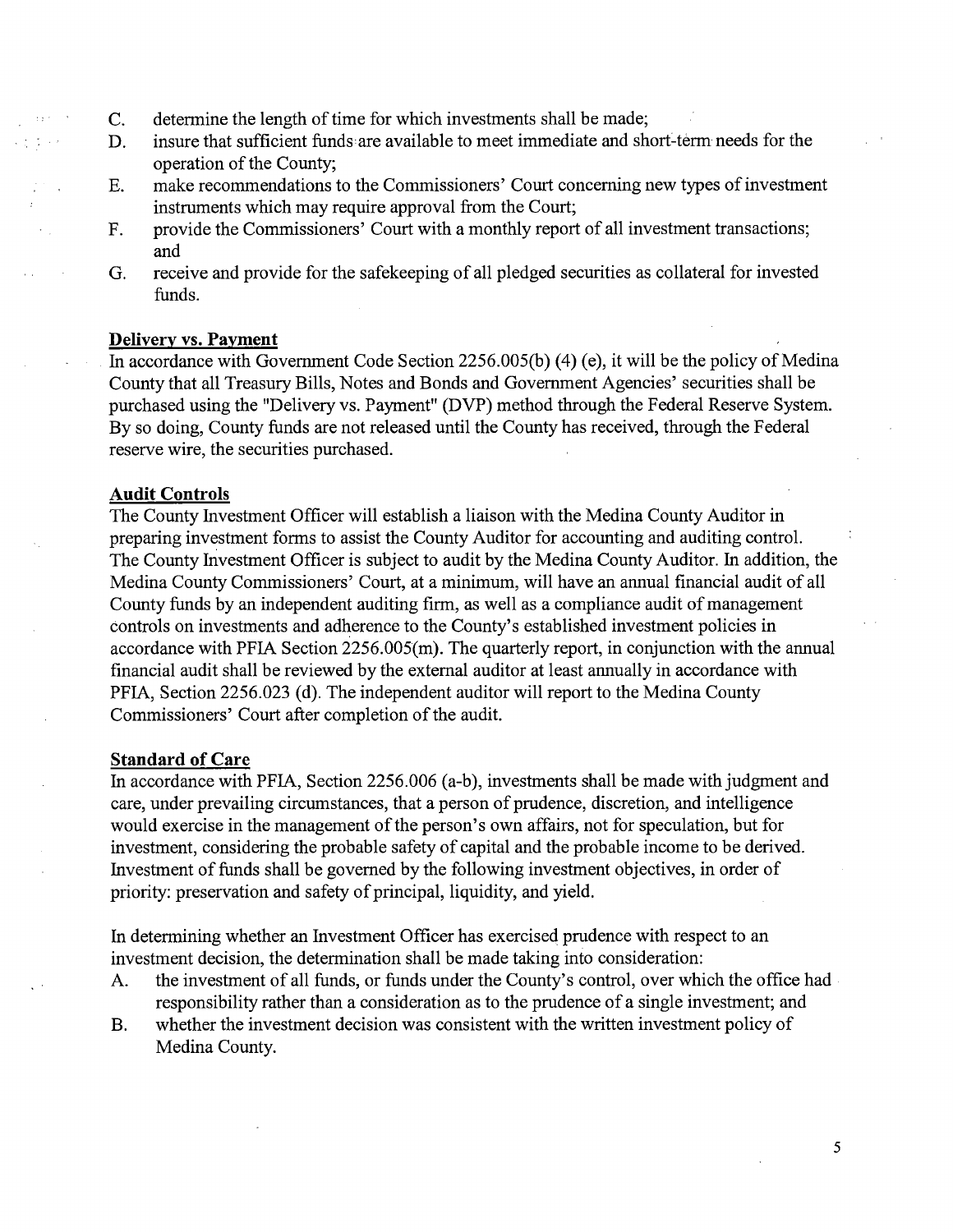C. determine the length of time for which investments shall be made;
D. insure that sufficient funds are available to meet immediate and short-term needs for the operation of the County;
E. make recommendations to the Commissioners' Court concerning new types of investment instruments which may require approval from the Court;
F. provide the Commissioners' Court with a monthly report of all investment transactions; and
G. receive and provide for the safekeeping of all pledged securities as collateral for invested funds.

**Delivery vs. Payment**

In accordance with Government Code Section 2256.005(b) (4) (e), it will be the policy of Medina County that all Treasury Bills, Notes and Bonds and Government Agencies' securities shall be purchased using the "Delivery vs. Payment" (DVP) method through the Federal Reserve System. By so doing, County funds are not released until the County has received, through the Federal reserve wire, the securities purchased.

**Audit Controls**

The County Investment Officer will establish a liaison with the Medina County Auditor in preparing investment forms to assist the County Auditor for accounting and auditing control. The County Investment Officer is subject to audit by the Medina County Auditor. In addition, the Medina County Commissioners' Court, at a minimum, will have an annual financial audit of all County funds by an independent auditing firm, as well as a compliance audit of management controls on investments and adherence to the County's established investment policies in accordance with PFIA Section 2256.005(m). The quarterly report, in conjunction with the annual financial audit shall be reviewed by the external auditor at least annually in accordance with PFIA, Section 2256.023 (d). The independent auditor will report to the Medina County Commissioners' Court after completion of the audit.

**Standard of Care**

In accordance with PFIA, Section 2256.006 (a-b), investments shall be made with judgment and care, under prevailing circumstances, that a person of prudence, discretion, and intelligence would exercise in the management of the person's own affairs, not for speculation, but for investment, considering the probable safety of capital and the probable income to be derived. Investment of funds shall be governed by the following investment objectives, in order of priority: preservation and safety of principal, liquidity, and yield.

In determining whether an Investment Officer has exercised prudence with respect to an investment decision, the determination shall be made taking into consideration:

A. the investment of all funds, or funds under the County's control, over which the office had responsibility rather than a consideration as to the prudence of a single investment; and
B. whether the investment decision was consistent with the written investment policy of Medina County.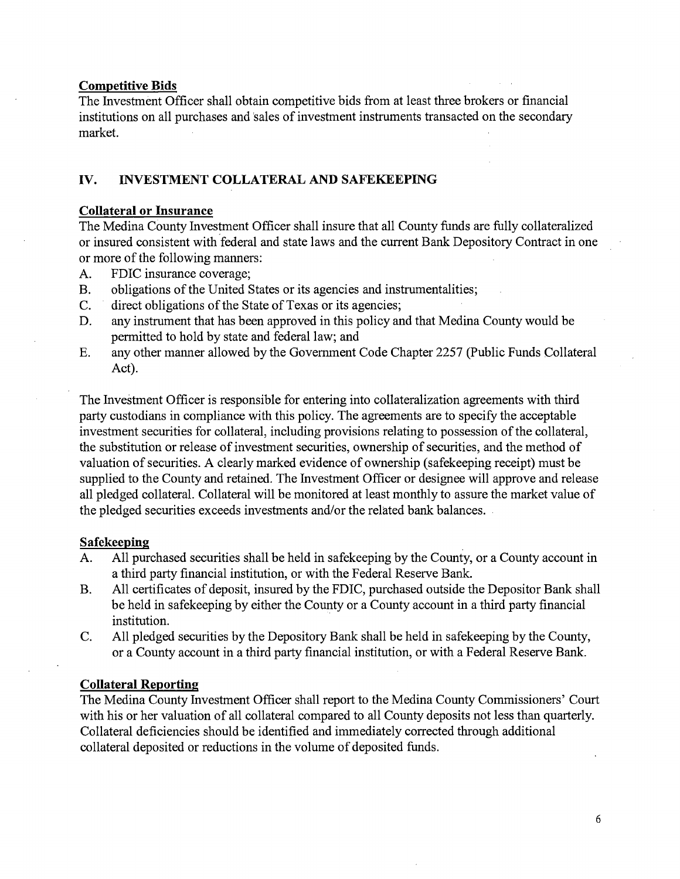**Competitive Bids**

The Investment Officer shall obtain competitive bids from at least three brokers or financial institutions on all purchases and sales of investment instruments transacted on the secondary market.

## IV. INVESTMENT COLLATERAL AND SAFEKEEPING

**Collateral or Insurance**

The Medina County Investment Officer shall insure that all County funds are fully collateralized or insured consistent with federal and state laws and the current Bank Depository Contract in one or more of the following manners:

A. FDIC insurance coverage;
B. obligations of the United States or its agencies and instrumentalities;
C. direct obligations of the State of Texas or its agencies;
D. any instrument that has been approved in this policy and that Medina County would be permitted to hold by state and federal law; and
E. any other manner allowed by the Government Code Chapter 2257 (Public Funds Collateral Act).

The Investment Officer is responsible for entering into collateralization agreements with third party custodians in compliance with this policy. The agreements are to specify the acceptable investment securities for collateral, including provisions relating to possession of the collateral, the substitution or release of investment securities, ownership of securities, and the method of valuation of securities. A clearly marked evidence of ownership (safekeeping receipt) must be supplied to the County and retained. The Investment Officer or designee will approve and release all pledged collateral. Collateral will be monitored at least monthly to assure the market value of the pledged securities exceeds investments and/or the related bank balances.

**Safekeeping**

A. All purchased securities shall be held in safekeeping by the County, or a County account in a third party financial institution, or with the Federal Reserve Bank.
B. All certificates of deposit, insured by the FDIC, purchased outside the Depositor Bank shall be held in safekeeping by either the County or a County account in a third party financial institution.
C. All pledged securities by the Depository Bank shall be held in safekeeping by the County, or a County account in a third party financial institution, or with a Federal Reserve Bank.

**Collateral Reporting**

The Medina County Investment Officer shall report to the Medina County Commissioners' Court with his or her valuation of all collateral compared to all County deposits not less than quarterly. Collateral deficiencies should be identified and immediately corrected through additional collateral deposited or reductions in the volume of deposited funds.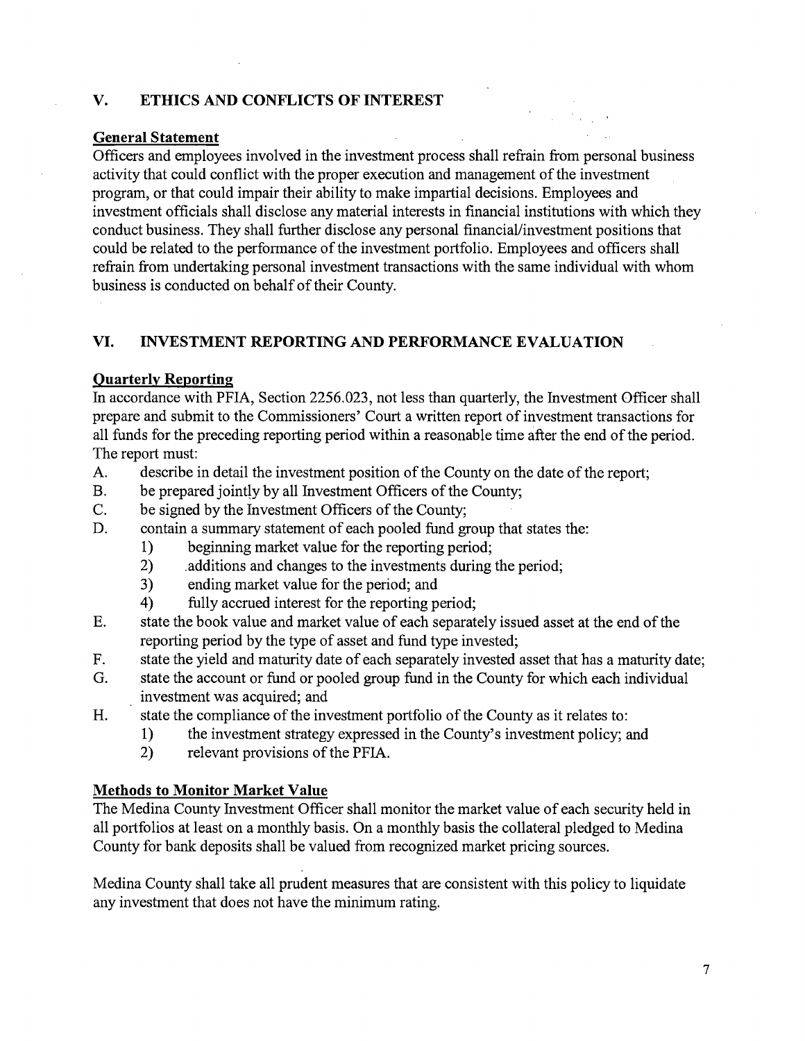## V. ETHICS AND CONFLICTS OF INTEREST

**General Statement**

Officers and employees involved in the investment process shall refrain from personal business activity that could conflict with the proper execution and management of the investment program, or that could impair their ability to make impartial decisions. Employees and investment officials shall disclose any material interests in financial institutions with which they conduct business. They shall further disclose any personal financial/investment positions that could be related to the performance of the investment portfolio. Employees and officers shall refrain from undertaking personal investment transactions with the same individual with whom business is conducted on behalf of their County.

## VI. INVESTMENT REPORTING AND PERFORMANCE EVALUATION

**Quarterly Reporting**

In accordance with PFIA, Section 2256.023, not less than quarterly, the Investment Officer shall prepare and submit to the Commissioners' Court a written report of investment transactions for all funds for the preceding reporting period within a reasonable time after the end of the period. The report must:

A. describe in detail the investment position of the County on the date of the report;

B. be prepared jointly by all Investment Officers of the County;

C. be signed by the Investment Officers of the County;

D. contain a summary statement of each pooled fund group that states the:
   1) beginning market value for the reporting period;
   2) additions and changes to the investments during the period;
   3) ending market value for the period; and
   4) fully accrued interest for the reporting period;

E. state the book value and market value of each separately issued asset at the end of the reporting period by the type of asset and fund type invested;

F. state the yield and maturity date of each separately invested asset that has a maturity date;

G. state the account or fund or pooled group fund in the County for which each individual investment was acquired; and

H. state the compliance of the investment portfolio of the County as it relates to:
   1) the investment strategy expressed in the County's investment policy; and
   2) relevant provisions of the PFIA.

**Methods to Monitor Market Value**

The Medina County Investment Officer shall monitor the market value of each security held in all portfolios at least on a monthly basis. On a monthly basis the collateral pledged to Medina County for bank deposits shall be valued from recognized market pricing sources.

Medina County shall take all prudent measures that are consistent with this policy to liquidate any investment that does not have the minimum rating.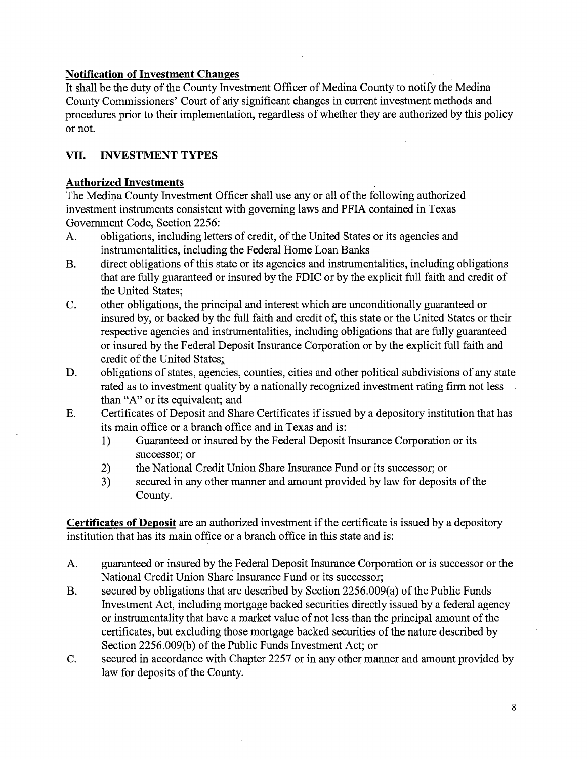**Notification of Investment Changes**

It shall be the duty of the County Investment Officer of Medina County to notify the Medina County Commissioners' Court of any significant changes in current investment methods and procedures prior to their implementation, regardless of whether they are authorized by this policy or not.

## VII. INVESTMENT TYPES

**Authorized Investments**

The Medina County Investment Officer shall use any or all of the following authorized investment instruments consistent with governing laws and PFIA contained in Texas Government Code, Section 2256:

A. obligations, including letters of credit, of the United States or its agencies and instrumentalities, including the Federal Home Loan Banks

B. direct obligations of this state or its agencies and instrumentalities, including obligations that are fully guaranteed or insured by the FDIC or by the explicit full faith and credit of the United States;

C. other obligations, the principal and interest which are unconditionally guaranteed or insured by, or backed by the full faith and credit of, this state or the United States or their respective agencies and instrumentalities, including obligations that are fully guaranteed or insured by the Federal Deposit Insurance Corporation or by the explicit full faith and credit of the United States;

D. obligations of states, agencies, counties, cities and other political subdivisions of any state rated as to investment quality by a nationally recognized investment rating firm not less than "A" or its equivalent; and

E. Certificates of Deposit and Share Certificates if issued by a depository institution that has its main office or a branch office and in Texas and is:
   1) Guaranteed or insured by the Federal Deposit Insurance Corporation or its successor; or
   2) the National Credit Union Share Insurance Fund or its successor; or
   3) secured in any other manner and amount provided by law for deposits of the County.

**Certificates of Deposit** are an authorized investment if the certificate is issued by a depository institution that has its main office or a branch office in this state and is:

A. guaranteed or insured by the Federal Deposit Insurance Corporation or is successor or the National Credit Union Share Insurance Fund or its successor;

B. secured by obligations that are described by Section 2256.009(a) of the Public Funds Investment Act, including mortgage backed securities directly issued by a federal agency or instrumentality that have a market value of not less than the principal amount of the certificates, but excluding those mortgage backed securities of the nature described by Section 2256.009(b) of the Public Funds Investment Act; or

C. secured in accordance with Chapter 2257 or in any other manner and amount provided by law for deposits of the County.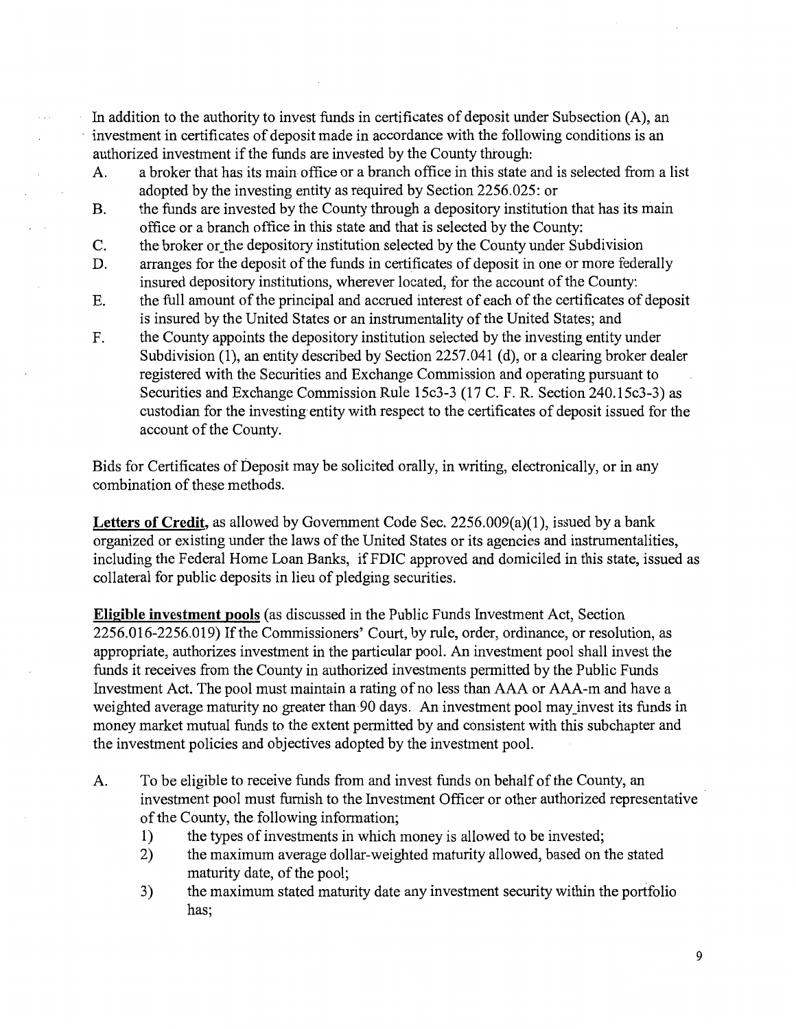In addition to the authority to invest funds in certificates of deposit under Subsection (A), an investment in certificates of deposit made in accordance with the following conditions is an authorized investment if the funds are invested by the County through:

A. a broker that has its main office or a branch office in this state and is selected from a list adopted by the investing entity as required by Section 2256.025: or
B. the funds are invested by the County through a depository institution that has its main office or a branch office in this state and that is selected by the County:
C. the broker or the depository institution selected by the County under Subdivision
D. arranges for the deposit of the funds in certificates of deposit in one or more federally insured depository institutions, wherever located, for the account of the County:
E. the full amount of the principal and accrued interest of each of the certificates of deposit is insured by the United States or an instrumentality of the United States; and
F. the County appoints the depository institution selected by the investing entity under Subdivision (1), an entity described by Section 2257.041 (d), or a clearing broker dealer registered with the Securities and Exchange Commission and operating pursuant to Securities and Exchange Commission Rule 15c3-3 (17 C. F. R. Section 240.15c3-3) as custodian for the investing entity with respect to the certificates of deposit issued for the account of the County.

Bids for Certificates of Deposit may be solicited orally, in writing, electronically, or in any combination of these methods.

**Letters of Credit,** as allowed by Government Code Sec. 2256.009(a)(1), issued by a bank organized or existing under the laws of the United States or its agencies and instrumentalities, including the Federal Home Loan Banks, if FDIC approved and domiciled in this state, issued as collateral for public deposits in lieu of pledging securities.

**Eligible investment pools** (as discussed in the Public Funds Investment Act, Section 2256.016-2256.019) If the Commissioners' Court, by rule, order, ordinance, or resolution, as appropriate, authorizes investment in the particular pool. An investment pool shall invest the funds it receives from the County in authorized investments permitted by the Public Funds Investment Act. The pool must maintain a rating of no less than AAA or AAA-m and have a weighted average maturity no greater than 90 days. An investment pool may invest its funds in money market mutual funds to the extent permitted by and consistent with this subchapter and the investment policies and objectives adopted by the investment pool.

A. To be eligible to receive funds from and invest funds on behalf of the County, an investment pool must furnish to the Investment Officer or other authorized representative of the County, the following information;
   1) the types of investments in which money is allowed to be invested;
   2) the maximum average dollar-weighted maturity allowed, based on the stated maturity date, of the pool;
   3) the maximum stated maturity date any investment security within the portfolio has;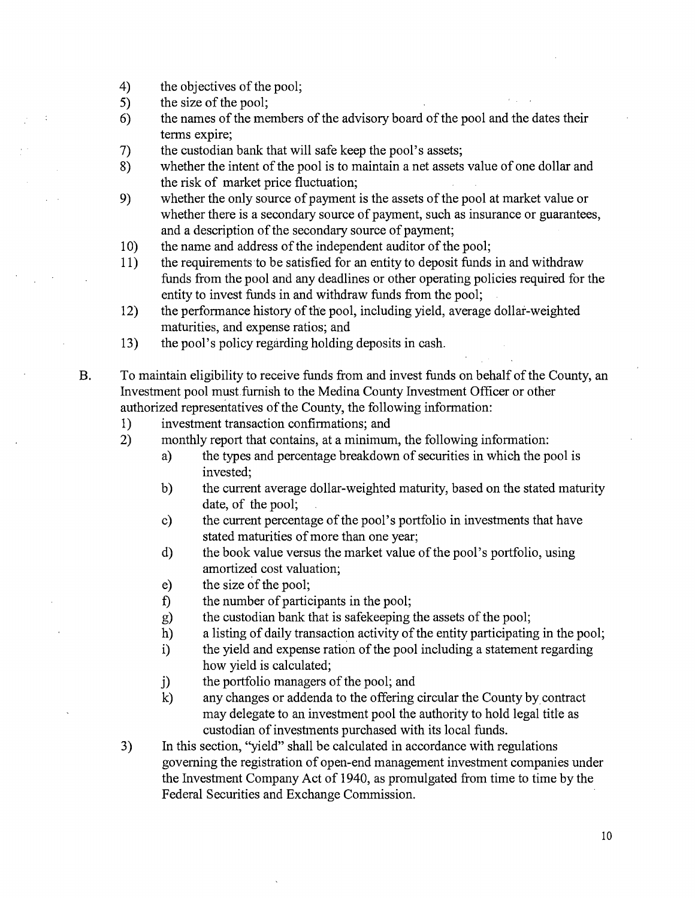4) the objectives of the pool;
5) the size of the pool;
6) the names of the members of the advisory board of the pool and the dates their terms expire;
7) the custodian bank that will safe keep the pool's assets;
8) whether the intent of the pool is to maintain a net assets value of one dollar and the risk of market price fluctuation;
9) whether the only source of payment is the assets of the pool at market value or whether there is a secondary source of payment, such as insurance or guarantees, and a description of the secondary source of payment;
10) the name and address of the independent auditor of the pool;
11) the requirements to be satisfied for an entity to deposit funds in and withdraw funds from the pool and any deadlines or other operating policies required for the entity to invest funds in and withdraw funds from the pool;
12) the performance history of the pool, including yield, average dollar-weighted maturities, and expense ratios; and
13) the pool's policy regarding holding deposits in cash.

B. To maintain eligibility to receive funds from and invest funds on behalf of the County, an Investment pool must furnish to the Medina County Investment Officer or other authorized representatives of the County, the following information:

1) investment transaction confirmations; and
2) monthly report that contains, at a minimum, the following information:
   a) the types and percentage breakdown of securities in which the pool is invested;
   b) the current average dollar-weighted maturity, based on the stated maturity date, of the pool;
   c) the current percentage of the pool's portfolio in investments that have stated maturities of more than one year;
   d) the book value versus the market value of the pool's portfolio, using amortized cost valuation;
   e) the size of the pool;
   f) the number of participants in the pool;
   g) the custodian bank that is safekeeping the assets of the pool;
   h) a listing of daily transaction activity of the entity participating in the pool;
   i) the yield and expense ration of the pool including a statement regarding how yield is calculated;
   j) the portfolio managers of the pool; and
   k) any changes or addenda to the offering circular the County by contract may delegate to an investment pool the authority to hold legal title as custodian of investments purchased with its local funds.
3) In this section, "yield" shall be calculated in accordance with regulations governing the registration of open-end management investment companies under the Investment Company Act of 1940, as promulgated from time to time by the Federal Securities and Exchange Commission.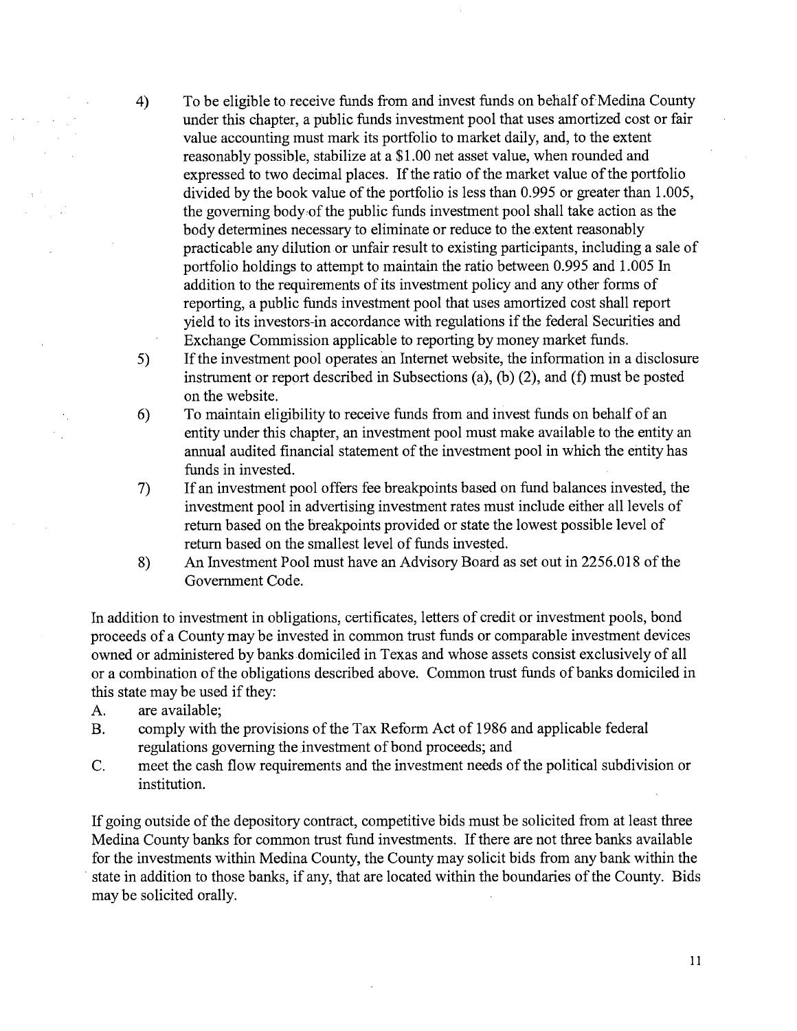4) To be eligible to receive funds from and invest funds on behalf of Medina County under this chapter, a public funds investment pool that uses amortized cost or fair value accounting must mark its portfolio to market daily, and, to the extent reasonably possible, stabilize at a $1.00 net asset value, when rounded and expressed to two decimal places. If the ratio of the market value of the portfolio divided by the book value of the portfolio is less than 0.995 or greater than 1.005, the governing body of the public funds investment pool shall take action as the body determines necessary to eliminate or reduce to the extent reasonably practicable any dilution or unfair result to existing participants, including a sale of portfolio holdings to attempt to maintain the ratio between 0.995 and 1.005 In addition to the requirements of its investment policy and any other forms of reporting, a public funds investment pool that uses amortized cost shall report yield to its investors in accordance with regulations if the federal Securities and Exchange Commission applicable to reporting by money market funds.

5) If the investment pool operates an Internet website, the information in a disclosure instrument or report described in Subsections (a), (b) (2), and (f) must be posted on the website.

6) To maintain eligibility to receive funds from and invest funds on behalf of an entity under this chapter, an investment pool must make available to the entity an annual audited financial statement of the investment pool in which the entity has funds in invested.

7) If an investment pool offers fee breakpoints based on fund balances invested, the investment pool in advertising investment rates must include either all levels of return based on the breakpoints provided or state the lowest possible level of return based on the smallest level of funds invested.

8) An Investment Pool must have an Advisory Board as set out in 2256.018 of the Government Code.

In addition to investment in obligations, certificates, letters of credit or investment pools, bond proceeds of a County may be invested in common trust funds or comparable investment devices owned or administered by banks domiciled in Texas and whose assets consist exclusively of all or a combination of the obligations described above. Common trust funds of banks domiciled in this state may be used if they:

A. are available;
B. comply with the provisions of the Tax Reform Act of 1986 and applicable federal regulations governing the investment of bond proceeds; and
C. meet the cash flow requirements and the investment needs of the political subdivision or institution.

If going outside of the depository contract, competitive bids must be solicited from at least three Medina County banks for common trust fund investments. If there are not three banks available for the investments within Medina County, the County may solicit bids from any bank within the state in addition to those banks, if any, that are located within the boundaries of the County. Bids may be solicited orally.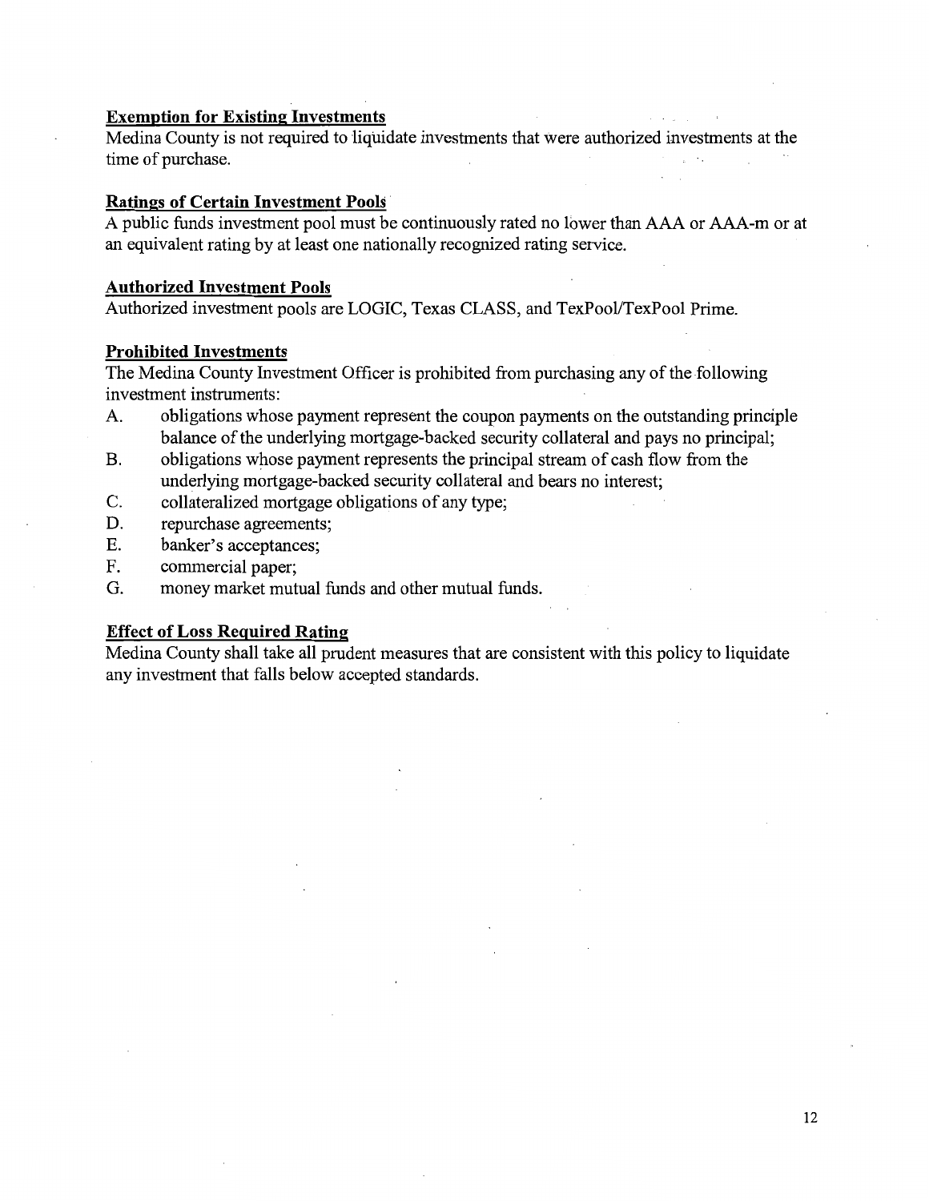**Exemption for Existing Investments**

Medina County is not required to liquidate investments that were authorized investments at the time of purchase.

**Ratings of Certain Investment Pools**

A public funds investment pool must be continuously rated no lower than AAA or AAA-m or at an equivalent rating by at least one nationally recognized rating service.

**Authorized Investment Pools**

Authorized investment pools are LOGIC, Texas CLASS, and TexPool/TexPool Prime.

**Prohibited Investments**

The Medina County Investment Officer is prohibited from purchasing any of the following investment instruments:

A. obligations whose payment represent the coupon payments on the outstanding principle balance of the underlying mortgage-backed security collateral and pays no principal;
B. obligations whose payment represents the principal stream of cash flow from the underlying mortgage-backed security collateral and bears no interest;
C. collateralized mortgage obligations of any type;
D. repurchase agreements;
E. banker's acceptances;
F. commercial paper;
G. money market mutual funds and other mutual funds.

**Effect of Loss Required Rating**

Medina County shall take all prudent measures that are consistent with this policy to liquidate any investment that falls below accepted standards.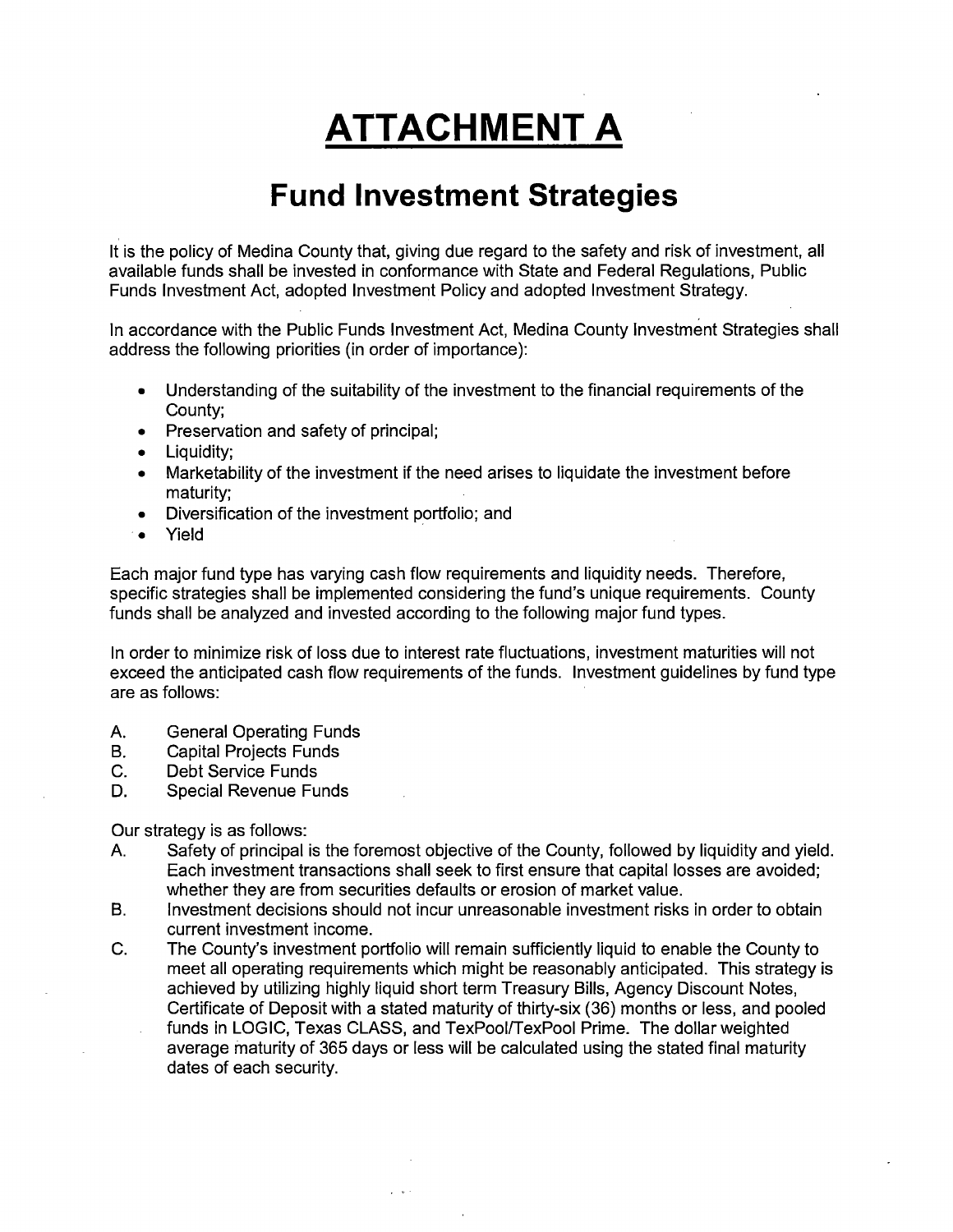# ATTACHMENT A

## Fund Investment Strategies

It is the policy of Medina County that, giving due regard to the safety and risk of investment, all available funds shall be invested in conformance with State and Federal Regulations, Public Funds Investment Act, adopted Investment Policy and adopted Investment Strategy.

In accordance with the Public Funds Investment Act, Medina County Investment Strategies shall address the following priorities (in order of importance):

- Understanding of the suitability of the investment to the financial requirements of the County;
- Preservation and safety of principal;
- Liquidity;
- Marketability of the investment if the need arises to liquidate the investment before maturity;
- Diversification of the investment portfolio; and
- Yield

Each major fund type has varying cash flow requirements and liquidity needs. Therefore, specific strategies shall be implemented considering the fund's unique requirements. County funds shall be analyzed and invested according to the following major fund types.

In order to minimize risk of loss due to interest rate fluctuations, investment maturities will not exceed the anticipated cash flow requirements of the funds. Investment guidelines by fund type are as follows:

A. General Operating Funds
B. Capital Projects Funds
C. Debt Service Funds
D. Special Revenue Funds

Our strategy is as follows:

A. Safety of principal is the foremost objective of the County, followed by liquidity and yield. Each investment transactions shall seek to first ensure that capital losses are avoided; whether they are from securities defaults or erosion of market value.
B. Investment decisions should not incur unreasonable investment risks in order to obtain current investment income.
C. The County's investment portfolio will remain sufficiently liquid to enable the County to meet all operating requirements which might be reasonably anticipated. This strategy is achieved by utilizing highly liquid short term Treasury Bills, Agency Discount Notes, Certificate of Deposit with a stated maturity of thirty-six (36) months or less, and pooled funds in LOGIC, Texas CLASS, and TexPool/TexPool Prime. The dollar weighted average maturity of 365 days or less will be calculated using the stated final maturity dates of each security.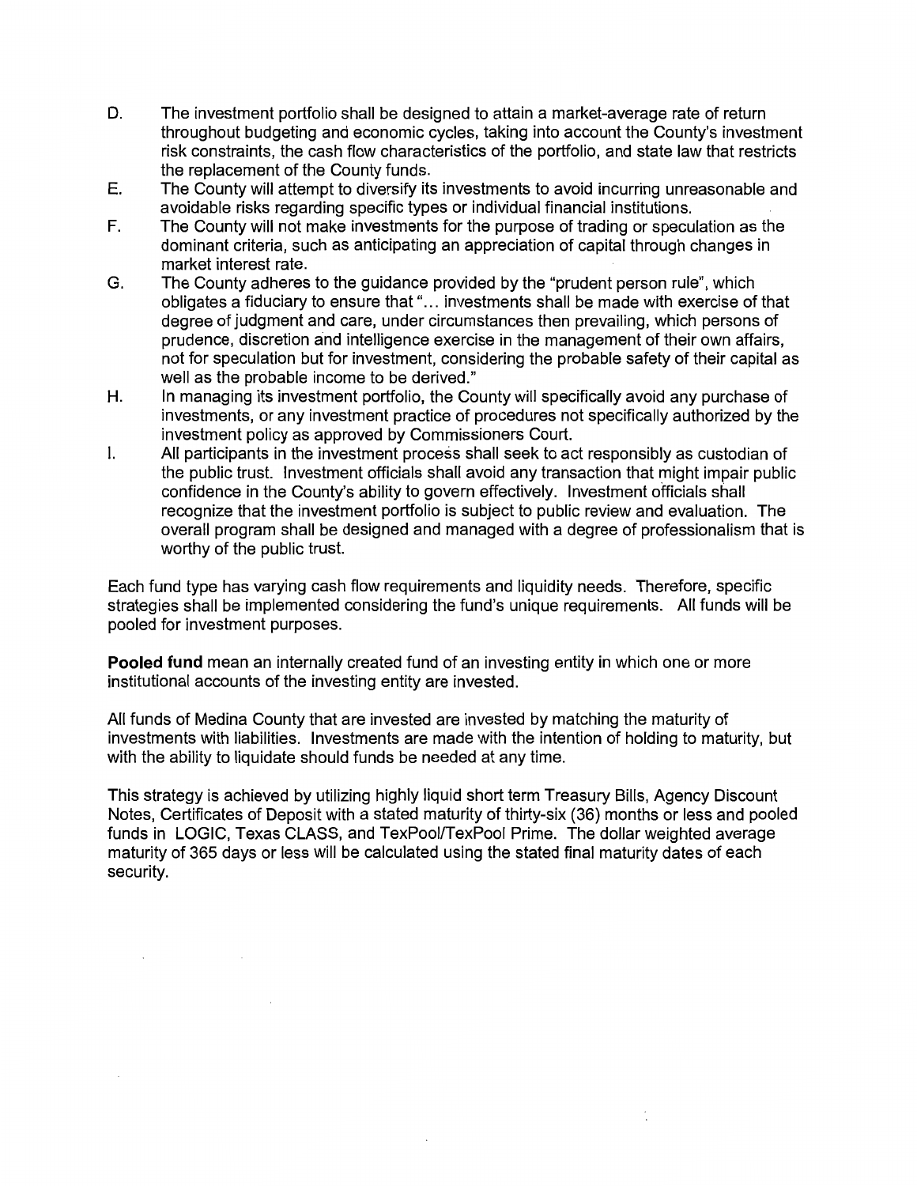D. The investment portfolio shall be designed to attain a market-average rate of return throughout budgeting and economic cycles, taking into account the County's investment risk constraints, the cash flow characteristics of the portfolio, and state law that restricts the replacement of the County funds.

E. The County will attempt to diversify its investments to avoid incurring unreasonable and avoidable risks regarding specific types or individual financial institutions.

F. The County will not make investments for the purpose of trading or speculation as the dominant criteria, such as anticipating an appreciation of capital through changes in market interest rate.

G. The County adheres to the guidance provided by the "prudent person rule", which obligates a fiduciary to ensure that "… investments shall be made with exercise of that degree of judgment and care, under circumstances then prevailing, which persons of prudence, discretion and intelligence exercise in the management of their own affairs, not for speculation but for investment, considering the probable safety of their capital as well as the probable income to be derived."

H. In managing its investment portfolio, the County will specifically avoid any purchase of investments, or any investment practice of procedures not specifically authorized by the investment policy as approved by Commissioners Court.

I. All participants in the investment process shall seek to act responsibly as custodian of the public trust. Investment officials shall avoid any transaction that might impair public confidence in the County's ability to govern effectively. Investment officials shall recognize that the investment portfolio is subject to public review and evaluation. The overall program shall be designed and managed with a degree of professionalism that is worthy of the public trust.

Each fund type has varying cash flow requirements and liquidity needs. Therefore, specific strategies shall be implemented considering the fund's unique requirements. All funds will be pooled for investment purposes.

**Pooled fund** mean an internally created fund of an investing entity in which one or more institutional accounts of the investing entity are invested.

All funds of Medina County that are invested are invested by matching the maturity of investments with liabilities. Investments are made with the intention of holding to maturity, but with the ability to liquidate should funds be needed at any time.

This strategy is achieved by utilizing highly liquid short term Treasury Bills, Agency Discount Notes, Certificates of Deposit with a stated maturity of thirty-six (36) months or less and pooled funds in LOGIC, Texas CLASS, and TexPool/TexPool Prime. The dollar weighted average maturity of 365 days or less will be calculated using the stated final maturity dates of each security.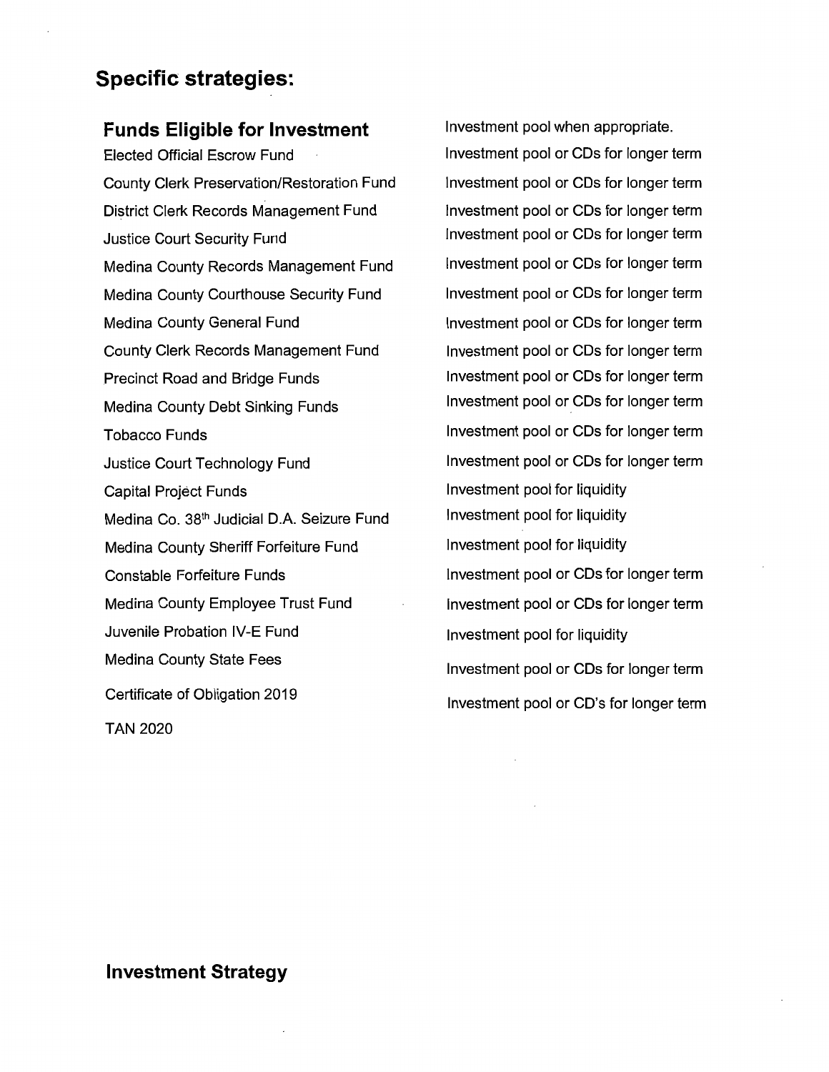## Specific strategies:

| Funds Eligible for Investment | Investment pool when appropriate. |
| --- | --- |
| Elected Official Escrow Fund | Investment pool or CDs for longer term |
| County Clerk Preservation/Restoration Fund | Investment pool or CDs for longer term |
| District Clerk Records Management Fund | Investment pool or CDs for longer term |
| Justice Court Security Fund | Investment pool or CDs for longer term |
| Medina County Records Management Fund | Investment pool or CDs for longer term |
| Medina County Courthouse Security Fund | Investment pool or CDs for longer term |
| Medina County General Fund | Investment pool or CDs for longer term |
| County Clerk Records Management Fund | Investment pool or CDs for longer term |
| Precinct Road and Bridge Funds | Investment pool or CDs for longer term |
| Medina County Debt Sinking Funds | Investment pool or CDs for longer term |
| Tobacco Funds | Investment pool or CDs for longer term |
| Justice Court Technology Fund | Investment pool or CDs for longer term |
| Capital Project Funds | Investment pool for liquidity |
| Medina Co. 38th Judicial D.A. Seizure Fund | Investment pool for liquidity |
| Medina County Sheriff Forfeiture Fund | Investment pool for liquidity |
| Constable Forfeiture Funds | Investment pool or CDs for longer term |
| Medina County Employee Trust Fund | Investment pool or CDs for longer term |
| Juvenile Probation IV-E Fund | Investment pool for liquidity |
| Medina County State Fees | Investment pool or CDs for longer term |
| Certificate of Obligation 2019 | Investment pool or CD's for longer term |
| TAN 2020 | |

### Investment Strategy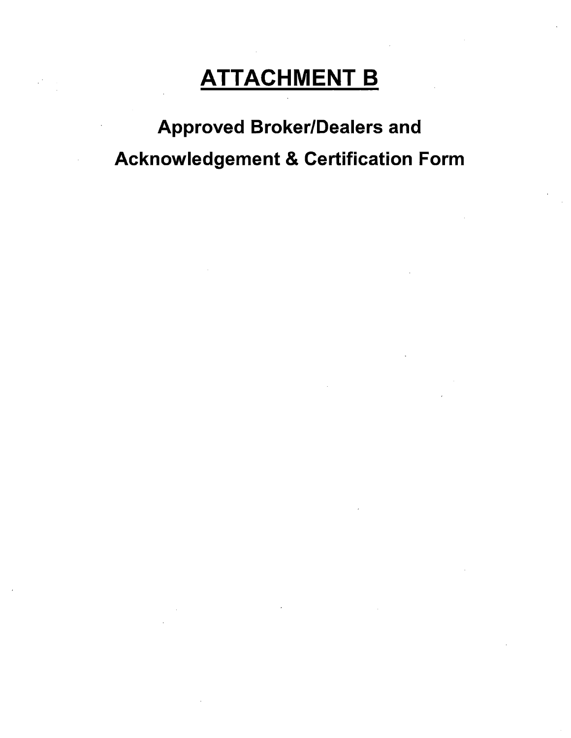# ATTACHMENT B

## Approved Broker/Dealers and Acknowledgement & Certification Form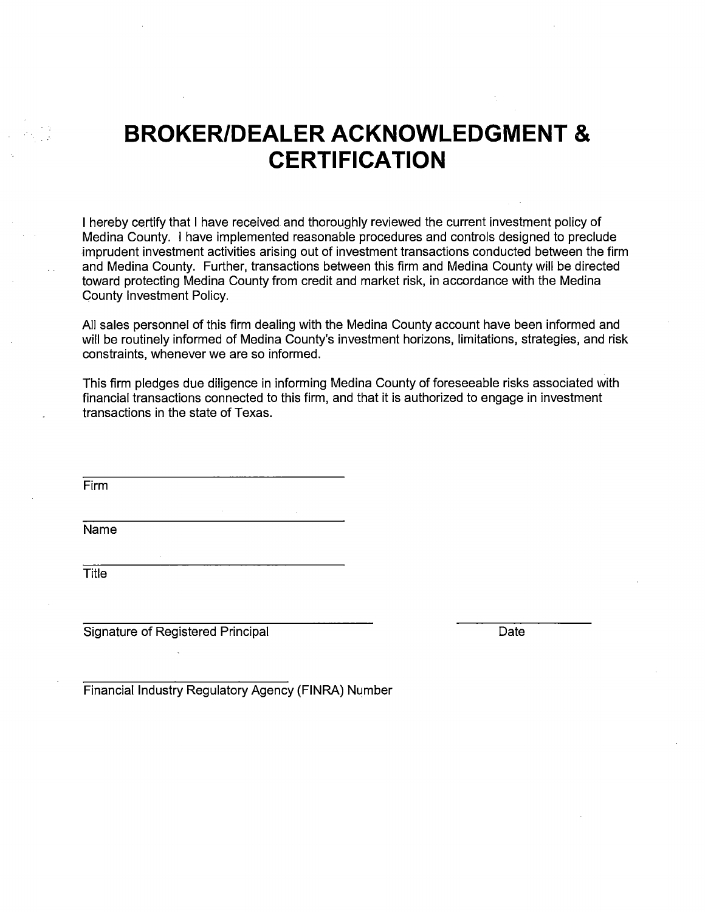# BROKER/DEALER ACKNOWLEDGMENT & CERTIFICATION

I hereby certify that I have received and thoroughly reviewed the current investment policy of Medina County. I have implemented reasonable procedures and controls designed to preclude imprudent investment activities arising out of investment transactions conducted between the firm and Medina County. Further, transactions between this firm and Medina County will be directed toward protecting Medina County from credit and market risk, in accordance with the Medina County Investment Policy.

All sales personnel of this firm dealing with the Medina County account have been informed and will be routinely informed of Medina County's investment horizons, limitations, strategies, and risk constraints, whenever we are so informed.

This firm pledges due diligence in informing Medina County of foreseeable risks associated with financial transactions connected to this firm, and that it is authorized to engage in investment transactions in the state of Texas.

______________________________
Firm

______________________________
Name

______________________________
Title

______________________________ ______________
Signature of Registered Principal Date

______________________________
Financial Industry Regulatory Agency (FINRA) Number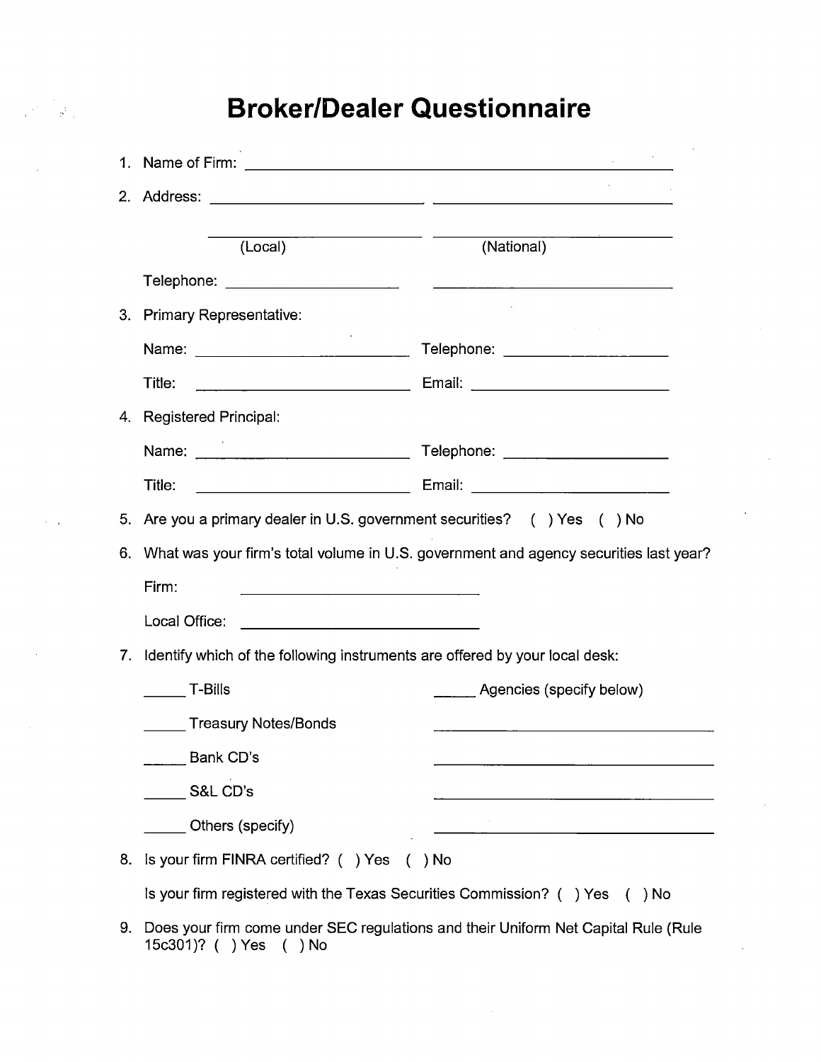# Broker/Dealer Questionnaire

1. Name of Firm: ______________________________

2. Address: ______________________ ______________________

   ______________________ ______________________
   (Local) (National)

   Telephone: ______________________ ______________________

3. Primary Representative:

   Name: ______________________ Telephone: ______________________

   Title: ______________________ Email: ______________________

4. Registered Principal:

   Name: ______________________ Telephone: ______________________

   Title: ______________________ Email: ______________________

5. Are you a primary dealer in U.S. government securities? ( ) Yes ( ) No

6. What was your firm's total volume in U.S. government and agency securities last year?

   Firm: ______________________

   Local Office: ______________________

7. Identify which of the following instruments are offered by your local desk:

   _____ T-Bills

   _____ Treasury Notes/Bonds

   _____ Bank CD's

   _____ S&L CD's

   _____ Others (specify)

   _____ Agencies (specify below)

   ______________________

   ______________________

   ______________________

   ______________________

8. Is your firm FINRA certified? ( ) Yes ( ) No

   Is your firm registered with the Texas Securities Commission? ( ) Yes ( ) No

9. Does your firm come under SEC regulations and their Uniform Net Capital Rule (Rule 15c301)? ( ) Yes ( ) No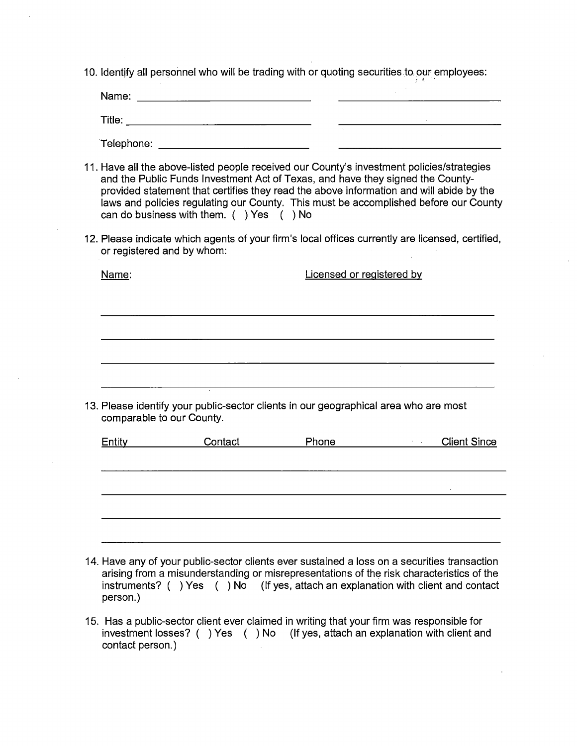10. Identify all personnel who will be trading with or quoting securities to our employees:

Name: ______________________________ ______________________________

Title: ______________________________ ______________________________

Telephone: ______________________________ ______________________________

11. Have all the above-listed people received our County's investment policies/strategies and the Public Funds Investment Act of Texas, and have they signed the County-provided statement that certifies they read the above information and will abide by the laws and policies regulating our County. This must be accomplished before our County can do business with them. ( ) Yes ( ) No

12. Please indicate which agents of your firm's local offices currently are licensed, certified, or registered and by whom:

| Name: | Licensed or registered by |
|---|---|
| | |
| | |
| | |
| | |

13. Please identify your public-sector clients in our geographical area who are most comparable to our County.

| Entity | Contact | Phone | Client Since |
|---|---|---|---|
| | | | |
| | | | |
| | | | |
| | | | |

14. Have any of your public-sector clients ever sustained a loss on a securities transaction arising from a misunderstanding or misrepresentations of the risk characteristics of the instruments? ( ) Yes ( ) No (If yes, attach an explanation with client and contact person.)

15. Has a public-sector client ever claimed in writing that your firm was responsible for investment losses? ( ) Yes ( ) No (If yes, attach an explanation with client and contact person.)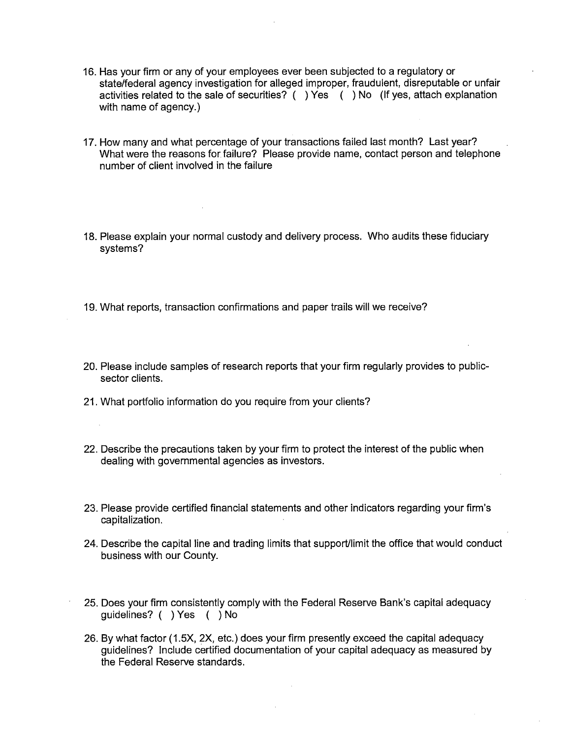16. Has your firm or any of your employees ever been subjected to a regulatory or state/federal agency investigation for alleged improper, fraudulent, disreputable or unfair activities related to the sale of securities? ( ) Yes ( ) No (If yes, attach explanation with name of agency.)

17. How many and what percentage of your transactions failed last month? Last year? What were the reasons for failure? Please provide name, contact person and telephone number of client involved in the failure

18. Please explain your normal custody and delivery process. Who audits these fiduciary systems?

19. What reports, transaction confirmations and paper trails will we receive?

20. Please include samples of research reports that your firm regularly provides to public-sector clients.

21. What portfolio information do you require from your clients?

22. Describe the precautions taken by your firm to protect the interest of the public when dealing with governmental agencies as investors.

23. Please provide certified financial statements and other indicators regarding your firm's capitalization.

24. Describe the capital line and trading limits that support/limit the office that would conduct business with our County.

25. Does your firm consistently comply with the Federal Reserve Bank's capital adequacy guidelines? ( ) Yes ( ) No

26. By what factor (1.5X, 2X, etc.) does your firm presently exceed the capital adequacy guidelines? Include certified documentation of your capital adequacy as measured by the Federal Reserve standards.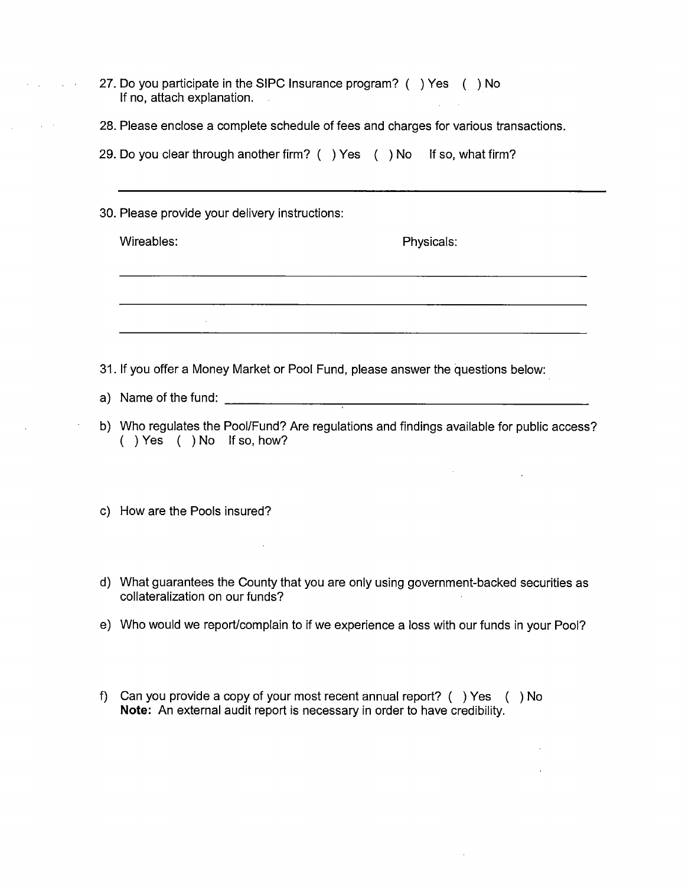27. Do you participate in the SIPC Insurance program? ( ) Yes ( ) No
    If no, attach explanation.

28. Please enclose a complete schedule of fees and charges for various transactions.

29. Do you clear through another firm? ( ) Yes ( ) No If so, what firm?

    ______________________________________________________________

30. Please provide your delivery instructions:

    Wireables: Physicals:

    ______________________________________________________________

    ______________________________________________________________

    ______________________________________________________________

31. If you offer a Money Market or Pool Fund, please answer the questions below:

a) Name of the fund: ______________________________________________

b) Who regulates the Pool/Fund? Are regulations and findings available for public access?
   ( ) Yes ( ) No If so, how?

c) How are the Pools insured?

d) What guarantees the County that you are only using government-backed securities as collateralization on our funds?

e) Who would we report/complain to if we experience a loss with our funds in your Pool?

f) Can you provide a copy of your most recent annual report? ( ) Yes ( ) No
   **Note:** An external audit report is necessary in order to have credibility.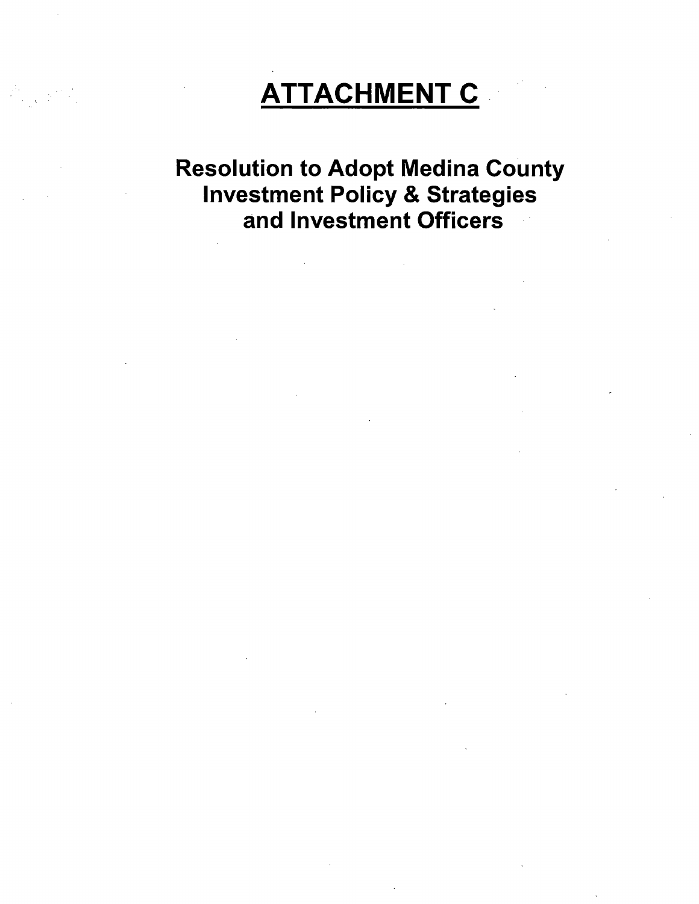# ATTACHMENT C

## Resolution to Adopt Medina County Investment Policy & Strategies and Investment Officers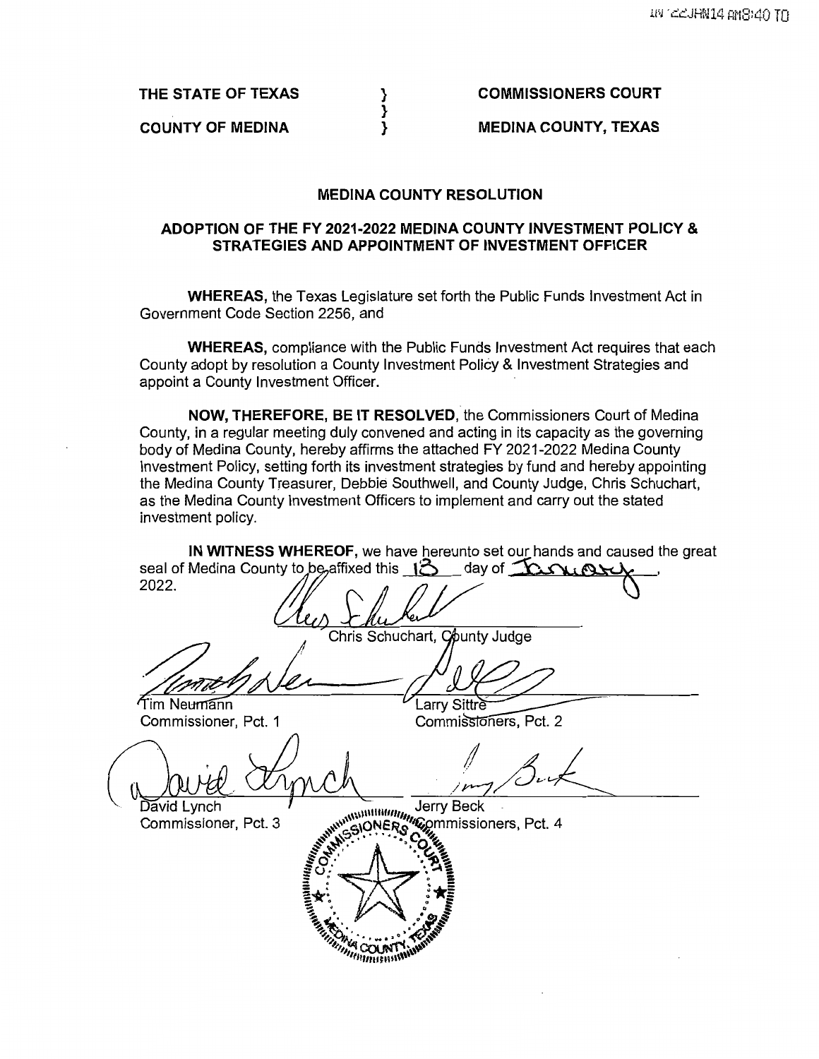THE STATE OF TEXAS } COMMISSIONERS COURT
}
COUNTY OF MEDINA } MEDINA COUNTY, TEXAS

## MEDINA COUNTY RESOLUTION

## ADOPTION OF THE FY 2021-2022 MEDINA COUNTY INVESTMENT POLICY & STRATEGIES AND APPOINTMENT OF INVESTMENT OFFICER

**WHEREAS,** the Texas Legislature set forth the Public Funds Investment Act in Government Code Section 2256, and

**WHEREAS,** compliance with the Public Funds Investment Act requires that each County adopt by resolution a County Investment Policy & Investment Strategies and appoint a County Investment Officer.

**NOW, THEREFORE, BE IT RESOLVED,** the Commissioners Court of Medina County, in a regular meeting duly convened and acting in its capacity as the governing body of Medina County, hereby affirms the attached FY 2021-2022 Medina County Investment Policy, setting forth its investment strategies by fund and hereby appointing the Medina County Treasurer, Debbie Southwell, and County Judge, Chris Schuchart, as the Medina County Investment Officers to implement and carry out the stated investment policy.

**IN WITNESS WHEREOF,** we have hereunto set our hands and caused the great seal of Medina County to be affixed this 13 day of January, 2022.

Chris Schuchart, County Judge

Tim Neumann
Commissioner, Pct. 1

Larry Sittre
Commissioners, Pct. 2

David Lynch
Commissioner, Pct. 3

Jerry Beck
Commissioners, Pct. 4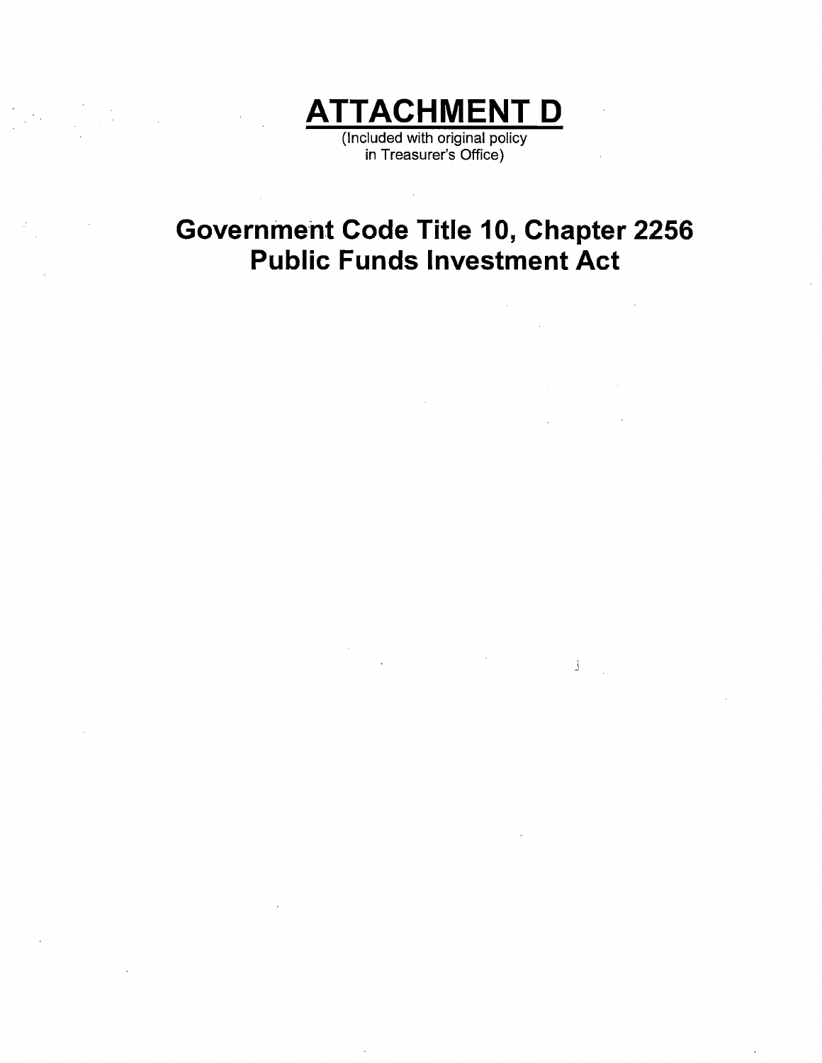# ATTACHMENT D

(Included with original policy in Treasurer's Office)

## Government Code Title 10, Chapter 2256 Public Funds Investment Act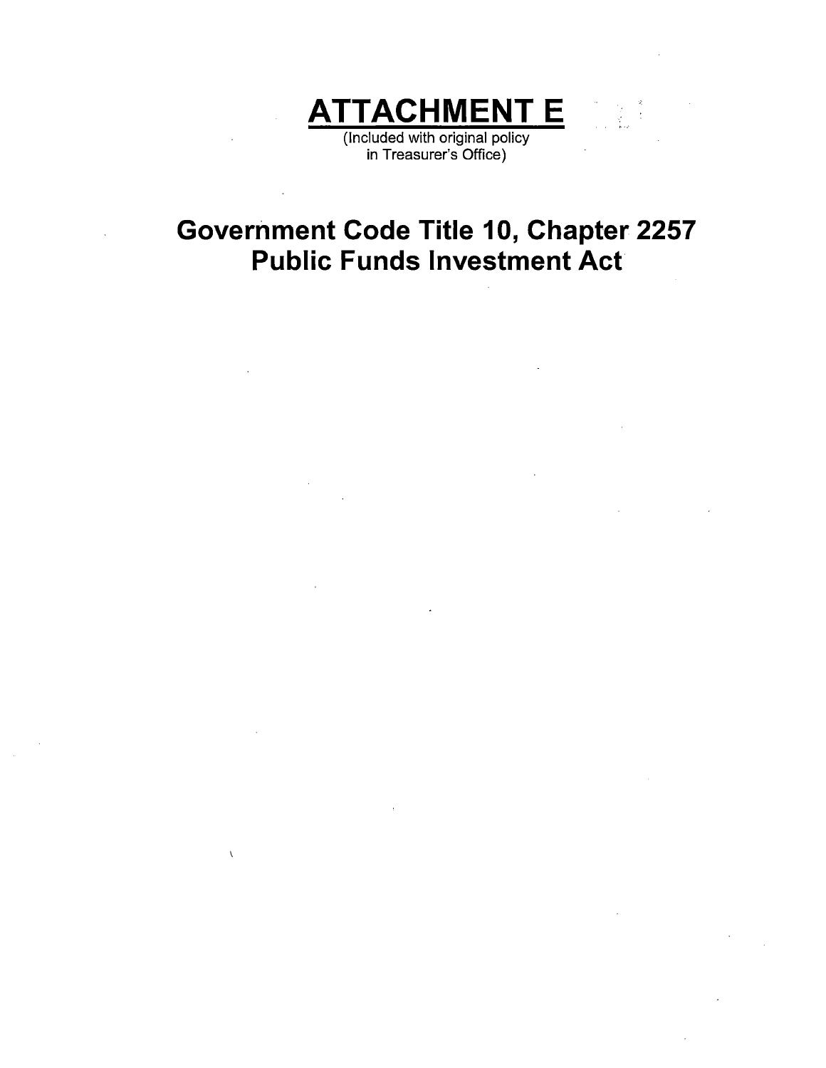# ATTACHMENT E

(Included with original policy in Treasurer's Office)

## Government Code Title 10, Chapter 2257 Public Funds Investment Act